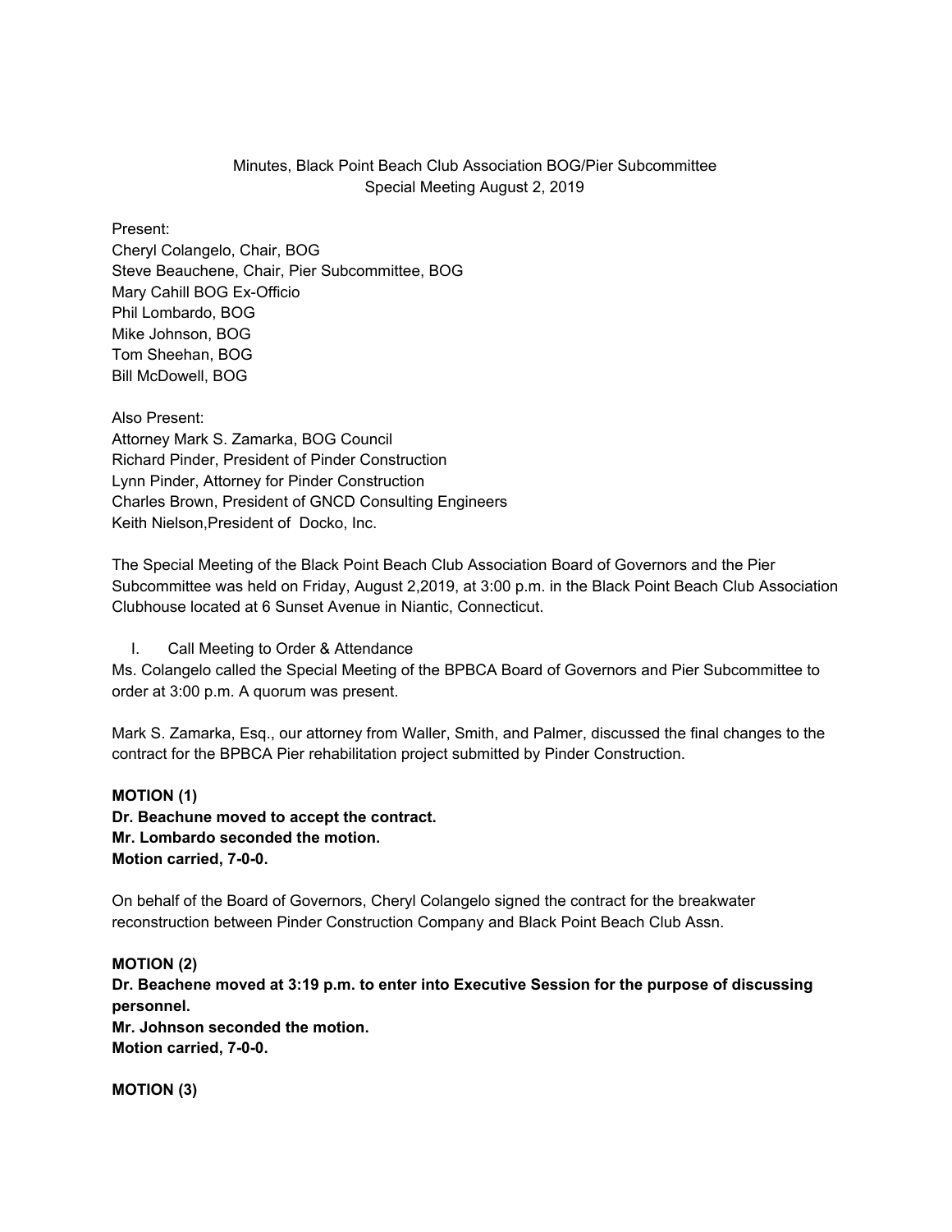Minutes, Black Point Beach Club Association BOG/Pier Subcommittee
Special Meeting August 2, 2019

Present:
Cheryl Colangelo, Chair, BOG
Steve Beauchene, Chair, Pier Subcommittee, BOG
Mary Cahill BOG Ex-Officio
Phil Lombardo, BOG
Mike Johnson, BOG
Tom Sheehan, BOG
Bill McDowell, BOG

Also Present:
Attorney Mark S. Zamarka, BOG Council
Richard Pinder, President of Pinder Construction
Lynn Pinder, Attorney for Pinder Construction
Charles Brown, President of GNCD Consulting Engineers
Keith Nielson,President of Docko, Inc.

The Special Meeting of the Black Point Beach Club Association Board of Governors and the Pier Subcommittee was held on Friday, August 2,2019, at 3:00 p.m. in the Black Point Beach Club Association Clubhouse located at 6 Sunset Avenue in Niantic, Connecticut.

I. Call Meeting to Order & Attendance

Ms. Colangelo called the Special Meeting of the BPBCA Board of Governors and Pier Subcommittee to order at 3:00 p.m. A quorum was present.

Mark S. Zamarka, Esq., our attorney from Waller, Smith, and Palmer, discussed the final changes to the contract for the BPBCA Pier rehabilitation project submitted by Pinder Construction.

**MOTION (1)**
**Dr. Beachune moved to accept the contract.**
**Mr. Lombardo seconded the motion.**
**Motion carried, 7-0-0.**

On behalf of the Board of Governors, Cheryl Colangelo signed the contract for the breakwater reconstruction between Pinder Construction Company and Black Point Beach Club Assn.

**MOTION (2)**
**Dr. Beachene moved at 3:19 p.m. to enter into Executive Session for the purpose of discussing personnel.**
**Mr. Johnson seconded the motion.**
**Motion carried, 7-0-0.**

**MOTION (3)**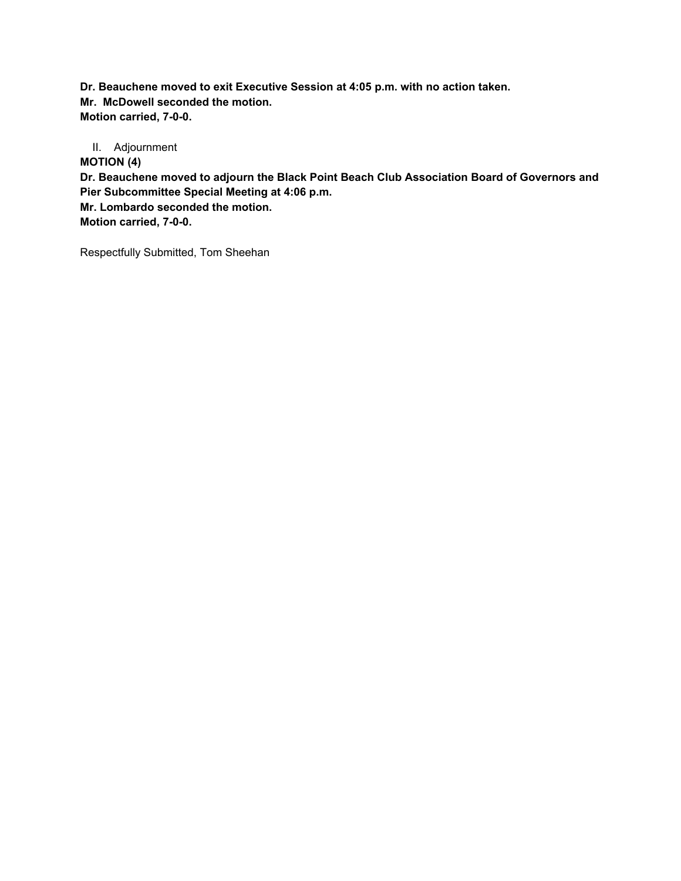**Dr. Beauchene moved to exit Executive Session at 4:05 p.m. with no action taken.**
**Mr. McDowell seconded the motion.**
**Motion carried, 7-0-0.**

II. Adjournment

**MOTION (4)**
**Dr. Beauchene moved to adjourn the Black Point Beach Club Association Board of Governors and Pier Subcommittee Special Meeting at 4:06 p.m.**
**Mr. Lombardo seconded the motion.**
**Motion carried, 7-0-0.**

Respectfully Submitted, Tom Sheehan